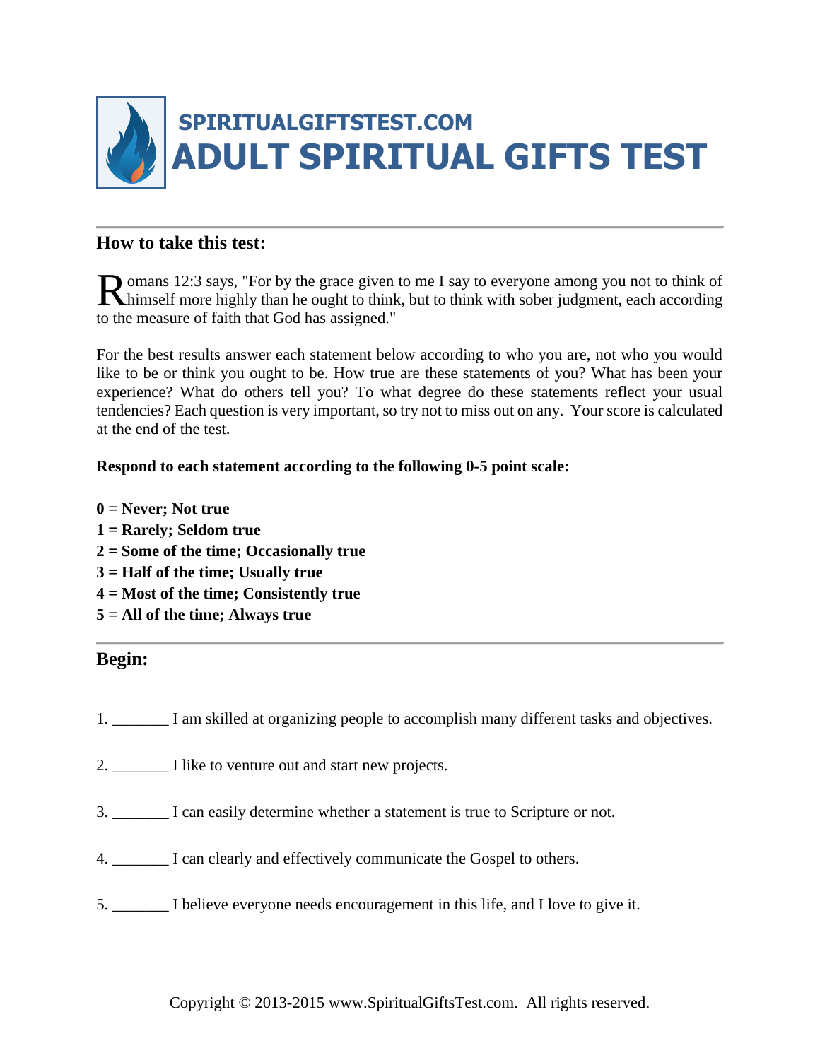# SPIRITUALGIFTSTEST.COM
# ADULT SPIRITUAL GIFTS TEST

## How to take this test:

Romans 12:3 says, "For by the grace given to me I say to everyone among you not to think of himself more highly than he ought to think, but to think with sober judgment, each according to the measure of faith that God has assigned."

For the best results answer each statement below according to who you are, not who you would like to be or think you ought to be. How true are these statements of you? What has been your experience? What do others tell you? To what degree do these statements reflect your usual tendencies? Each question is very important, so try not to miss out on any. Your score is calculated at the end of the test.

**Respond to each statement according to the following 0-5 point scale:**

**0 = Never; Not true**
**1 = Rarely; Seldom true**
**2 = Some of the time; Occasionally true**
**3 = Half of the time; Usually true**
**4 = Most of the time; Consistently true**
**5 = All of the time; Always true**

## Begin:

1. _______ I am skilled at organizing people to accomplish many different tasks and objectives.

2. _______ I like to venture out and start new projects.

3. _______ I can easily determine whether a statement is true to Scripture or not.

4. _______ I can clearly and effectively communicate the Gospel to others.

5. _______ I believe everyone needs encouragement in this life, and I love to give it.

Copyright © 2013-2015 www.SpiritualGiftsTest.com. All rights reserved.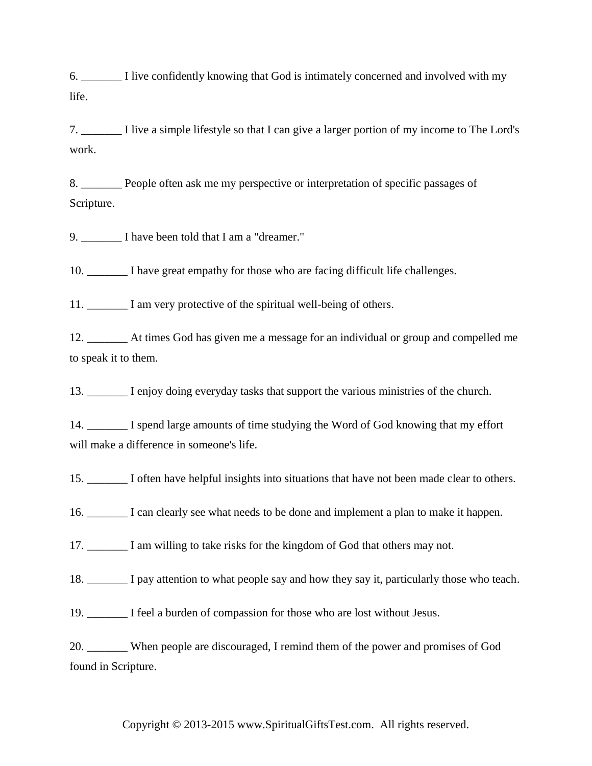6. _______ I live confidently knowing that God is intimately concerned and involved with my life.

7. _______ I live a simple lifestyle so that I can give a larger portion of my income to The Lord's work.

8. _______ People often ask me my perspective or interpretation of specific passages of Scripture.

9. _______ I have been told that I am a "dreamer."

10. _______ I have great empathy for those who are facing difficult life challenges.

11. _______ I am very protective of the spiritual well-being of others.

12. _______ At times God has given me a message for an individual or group and compelled me to speak it to them.

13. _______ I enjoy doing everyday tasks that support the various ministries of the church.

14. _______ I spend large amounts of time studying the Word of God knowing that my effort will make a difference in someone's life.

15. _______ I often have helpful insights into situations that have not been made clear to others.

16. _______ I can clearly see what needs to be done and implement a plan to make it happen.

17. _______ I am willing to take risks for the kingdom of God that others may not.

18. _______ I pay attention to what people say and how they say it, particularly those who teach.

19. _______ I feel a burden of compassion for those who are lost without Jesus.

20. _______ When people are discouraged, I remind them of the power and promises of God found in Scripture.

Copyright © 2013-2015 www.SpiritualGiftsTest.com. All rights reserved.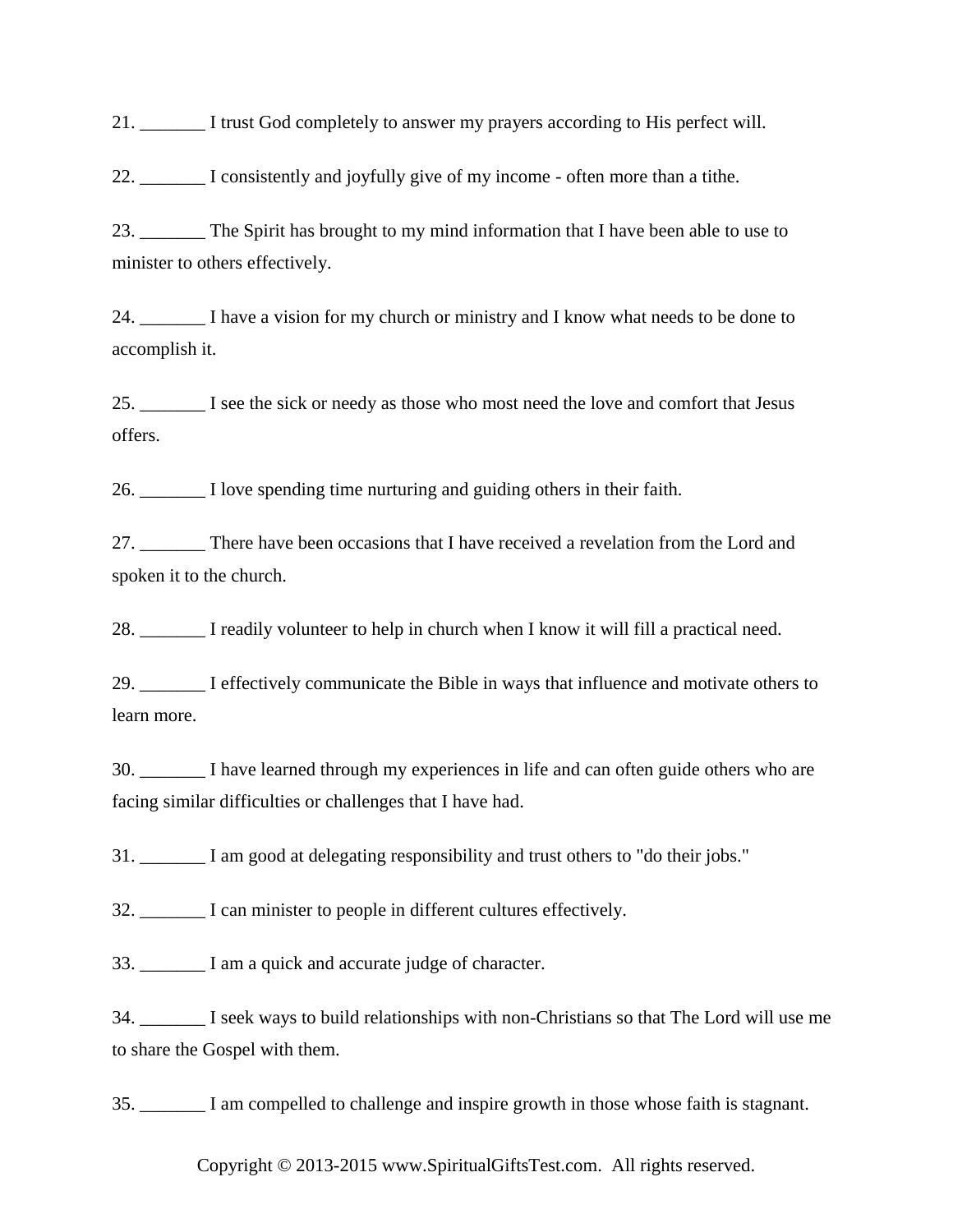21. _______ I trust God completely to answer my prayers according to His perfect will.

22. _______ I consistently and joyfully give of my income - often more than a tithe.

23. _______ The Spirit has brought to my mind information that I have been able to use to minister to others effectively.

24. _______ I have a vision for my church or ministry and I know what needs to be done to accomplish it.

25. _______ I see the sick or needy as those who most need the love and comfort that Jesus offers.

26. _______ I love spending time nurturing and guiding others in their faith.

27. _______ There have been occasions that I have received a revelation from the Lord and spoken it to the church.

28. _______ I readily volunteer to help in church when I know it will fill a practical need.

29. _______ I effectively communicate the Bible in ways that influence and motivate others to learn more.

30. _______ I have learned through my experiences in life and can often guide others who are facing similar difficulties or challenges that I have had.

31. _______ I am good at delegating responsibility and trust others to "do their jobs."

32. _______ I can minister to people in different cultures effectively.

33. _______ I am a quick and accurate judge of character.

34. _______ I seek ways to build relationships with non-Christians so that The Lord will use me to share the Gospel with them.

35. _______ I am compelled to challenge and inspire growth in those whose faith is stagnant.

Copyright © 2013-2015 www.SpiritualGiftsTest.com. All rights reserved.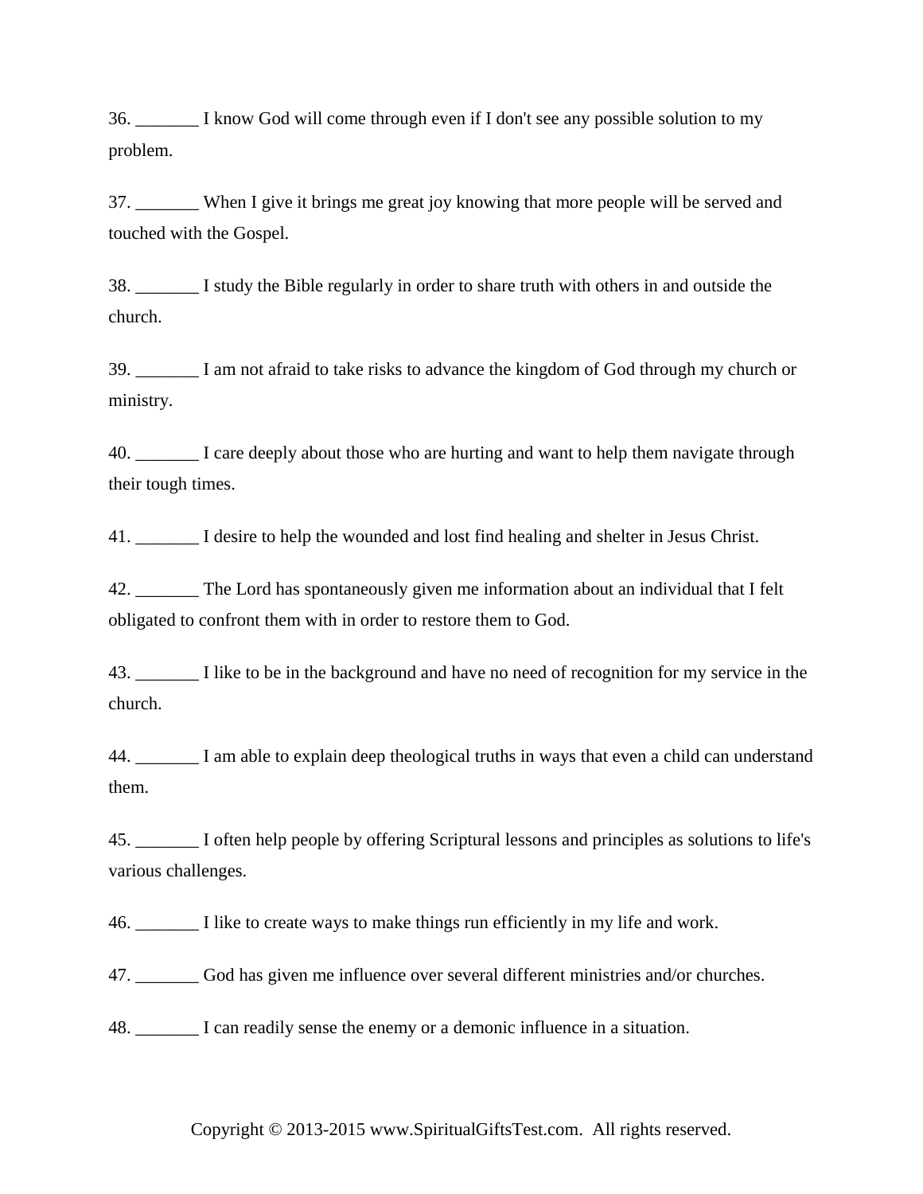36. _______ I know God will come through even if I don't see any possible solution to my problem.

37. _______ When I give it brings me great joy knowing that more people will be served and touched with the Gospel.

38. _______ I study the Bible regularly in order to share truth with others in and outside the church.

39. _______ I am not afraid to take risks to advance the kingdom of God through my church or ministry.

40. _______ I care deeply about those who are hurting and want to help them navigate through their tough times.

41. _______ I desire to help the wounded and lost find healing and shelter in Jesus Christ.

42. _______ The Lord has spontaneously given me information about an individual that I felt obligated to confront them with in order to restore them to God.

43. _______ I like to be in the background and have no need of recognition for my service in the church.

44. _______ I am able to explain deep theological truths in ways that even a child can understand them.

45. _______ I often help people by offering Scriptural lessons and principles as solutions to life's various challenges.

46. _______ I like to create ways to make things run efficiently in my life and work.

47. _______ God has given me influence over several different ministries and/or churches.

48. _______ I can readily sense the enemy or a demonic influence in a situation.

Copyright © 2013-2015 www.SpiritualGiftsTest.com. All rights reserved.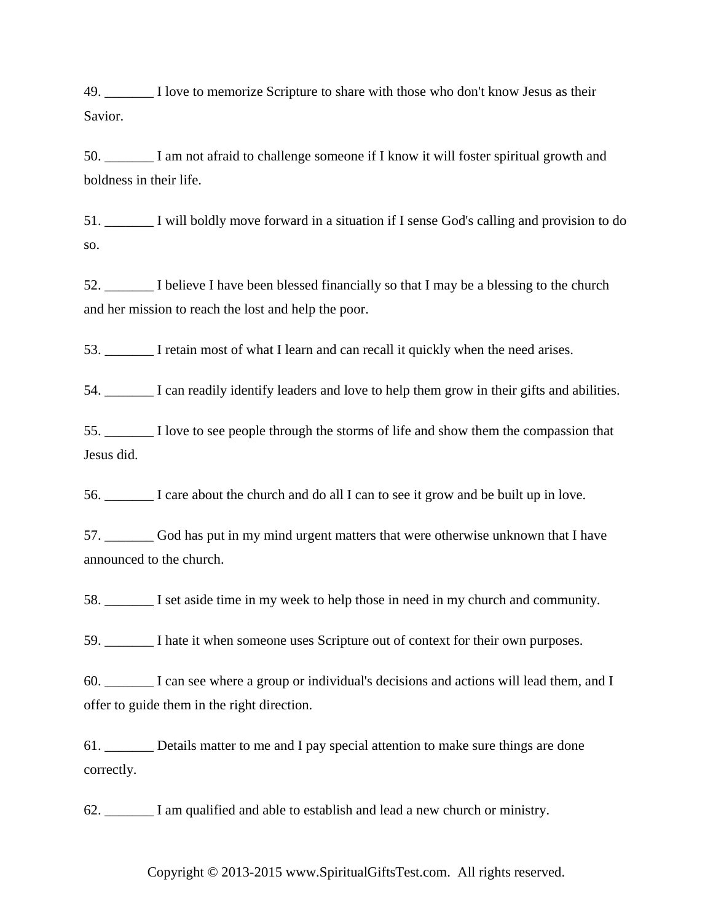49. _______ I love to memorize Scripture to share with those who don't know Jesus as their Savior.

50. _______ I am not afraid to challenge someone if I know it will foster spiritual growth and boldness in their life.

51. _______ I will boldly move forward in a situation if I sense God's calling and provision to do so.

52. _______ I believe I have been blessed financially so that I may be a blessing to the church and her mission to reach the lost and help the poor.

53. _______ I retain most of what I learn and can recall it quickly when the need arises.

54. _______ I can readily identify leaders and love to help them grow in their gifts and abilities.

55. _______ I love to see people through the storms of life and show them the compassion that Jesus did.

56. _______ I care about the church and do all I can to see it grow and be built up in love.

57. _______ God has put in my mind urgent matters that were otherwise unknown that I have announced to the church.

58. _______ I set aside time in my week to help those in need in my church and community.

59. _______ I hate it when someone uses Scripture out of context for their own purposes.

60. _______ I can see where a group or individual's decisions and actions will lead them, and I offer to guide them in the right direction.

61. _______ Details matter to me and I pay special attention to make sure things are done correctly.

62. _______ I am qualified and able to establish and lead a new church or ministry.

Copyright © 2013-2015 www.SpiritualGiftsTest.com. All rights reserved.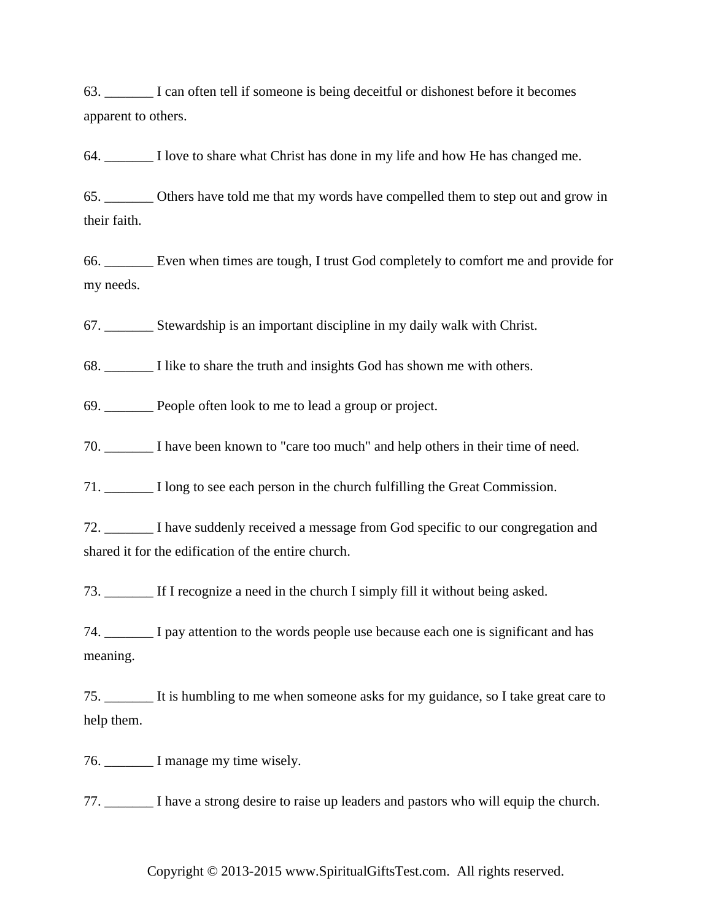63. _______ I can often tell if someone is being deceitful or dishonest before it becomes apparent to others.

64. _______ I love to share what Christ has done in my life and how He has changed me.

65. _______ Others have told me that my words have compelled them to step out and grow in their faith.

66. _______ Even when times are tough, I trust God completely to comfort me and provide for my needs.

67. _______ Stewardship is an important discipline in my daily walk with Christ.

68. _______ I like to share the truth and insights God has shown me with others.

69. _______ People often look to me to lead a group or project.

70. _______ I have been known to "care too much" and help others in their time of need.

71. _______ I long to see each person in the church fulfilling the Great Commission.

72. _______ I have suddenly received a message from God specific to our congregation and shared it for the edification of the entire church.

73. _______ If I recognize a need in the church I simply fill it without being asked.

74. _______ I pay attention to the words people use because each one is significant and has meaning.

75. _______ It is humbling to me when someone asks for my guidance, so I take great care to help them.

76. _______ I manage my time wisely.

77. _______ I have a strong desire to raise up leaders and pastors who will equip the church.

Copyright © 2013-2015 www.SpiritualGiftsTest.com. All rights reserved.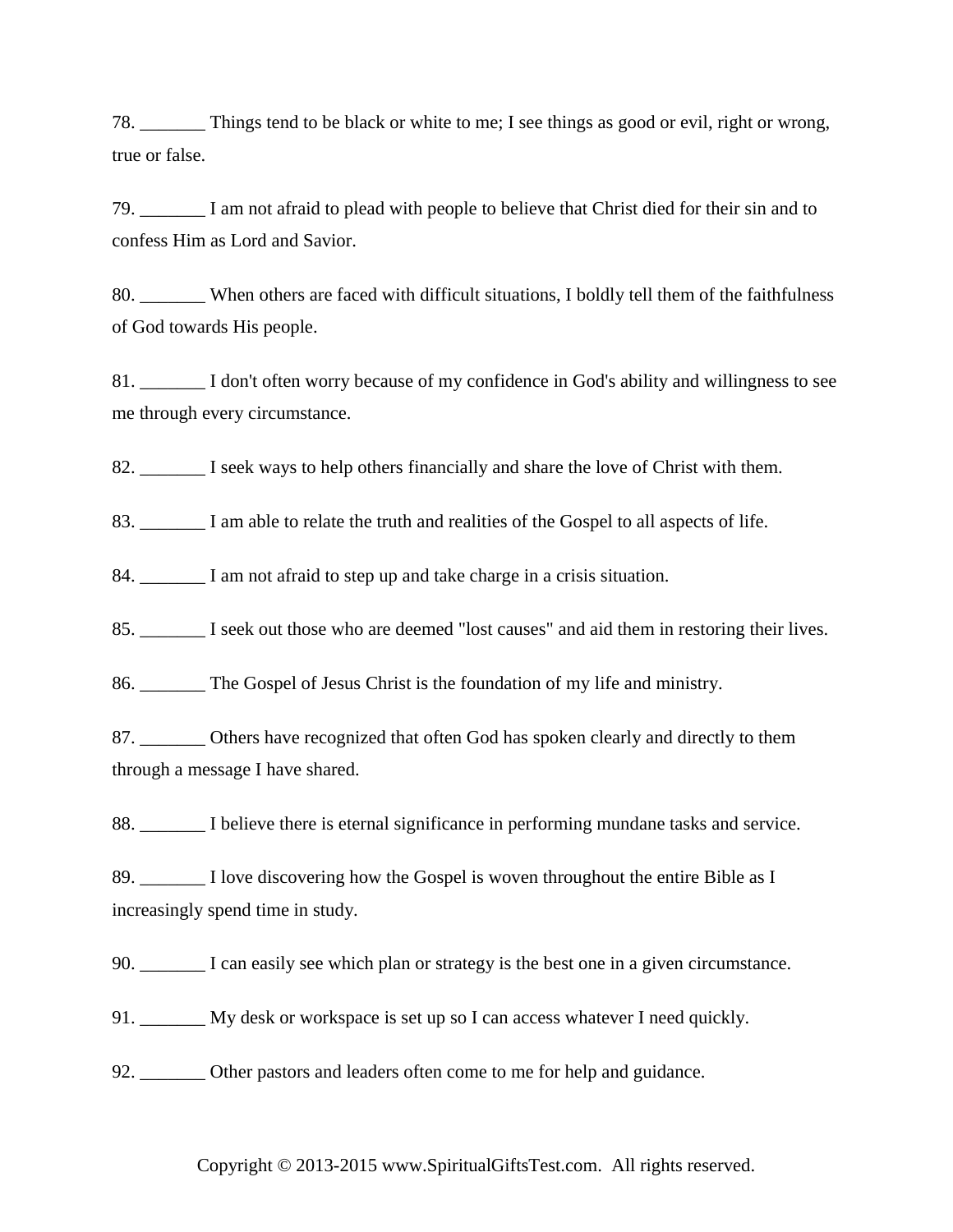78. _______ Things tend to be black or white to me; I see things as good or evil, right or wrong, true or false.

79. _______ I am not afraid to plead with people to believe that Christ died for their sin and to confess Him as Lord and Savior.

80. _______ When others are faced with difficult situations, I boldly tell them of the faithfulness of God towards His people.

81. _______ I don't often worry because of my confidence in God's ability and willingness to see me through every circumstance.

82. _______ I seek ways to help others financially and share the love of Christ with them.

83. _______ I am able to relate the truth and realities of the Gospel to all aspects of life.

84. _______ I am not afraid to step up and take charge in a crisis situation.

85. _______ I seek out those who are deemed "lost causes" and aid them in restoring their lives.

86. _______ The Gospel of Jesus Christ is the foundation of my life and ministry.

87. _______ Others have recognized that often God has spoken clearly and directly to them through a message I have shared.

88. _______ I believe there is eternal significance in performing mundane tasks and service.

89. _______ I love discovering how the Gospel is woven throughout the entire Bible as I increasingly spend time in study.

90. _______ I can easily see which plan or strategy is the best one in a given circumstance.

91. _______ My desk or workspace is set up so I can access whatever I need quickly.

92. _______ Other pastors and leaders often come to me for help and guidance.

Copyright © 2013-2015 www.SpiritualGiftsTest.com. All rights reserved.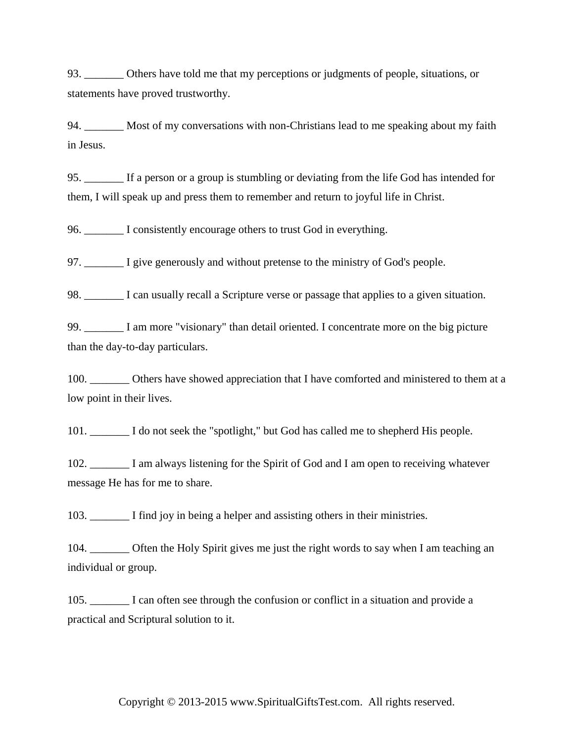93. _______ Others have told me that my perceptions or judgments of people, situations, or statements have proved trustworthy.

94. _______ Most of my conversations with non-Christians lead to me speaking about my faith in Jesus.

95. _______ If a person or a group is stumbling or deviating from the life God has intended for them, I will speak up and press them to remember and return to joyful life in Christ.

96. _______ I consistently encourage others to trust God in everything.

97. _______ I give generously and without pretense to the ministry of God's people.

98. _______ I can usually recall a Scripture verse or passage that applies to a given situation.

99. _______ I am more "visionary" than detail oriented. I concentrate more on the big picture than the day-to-day particulars.

100. _______ Others have showed appreciation that I have comforted and ministered to them at a low point in their lives.

101. _______ I do not seek the "spotlight," but God has called me to shepherd His people.

102. _______ I am always listening for the Spirit of God and I am open to receiving whatever message He has for me to share.

103. _______ I find joy in being a helper and assisting others in their ministries.

104. _______ Often the Holy Spirit gives me just the right words to say when I am teaching an individual or group.

105. _______ I can often see through the confusion or conflict in a situation and provide a practical and Scriptural solution to it.

Copyright © 2013-2015 www.SpiritualGiftsTest.com. All rights reserved.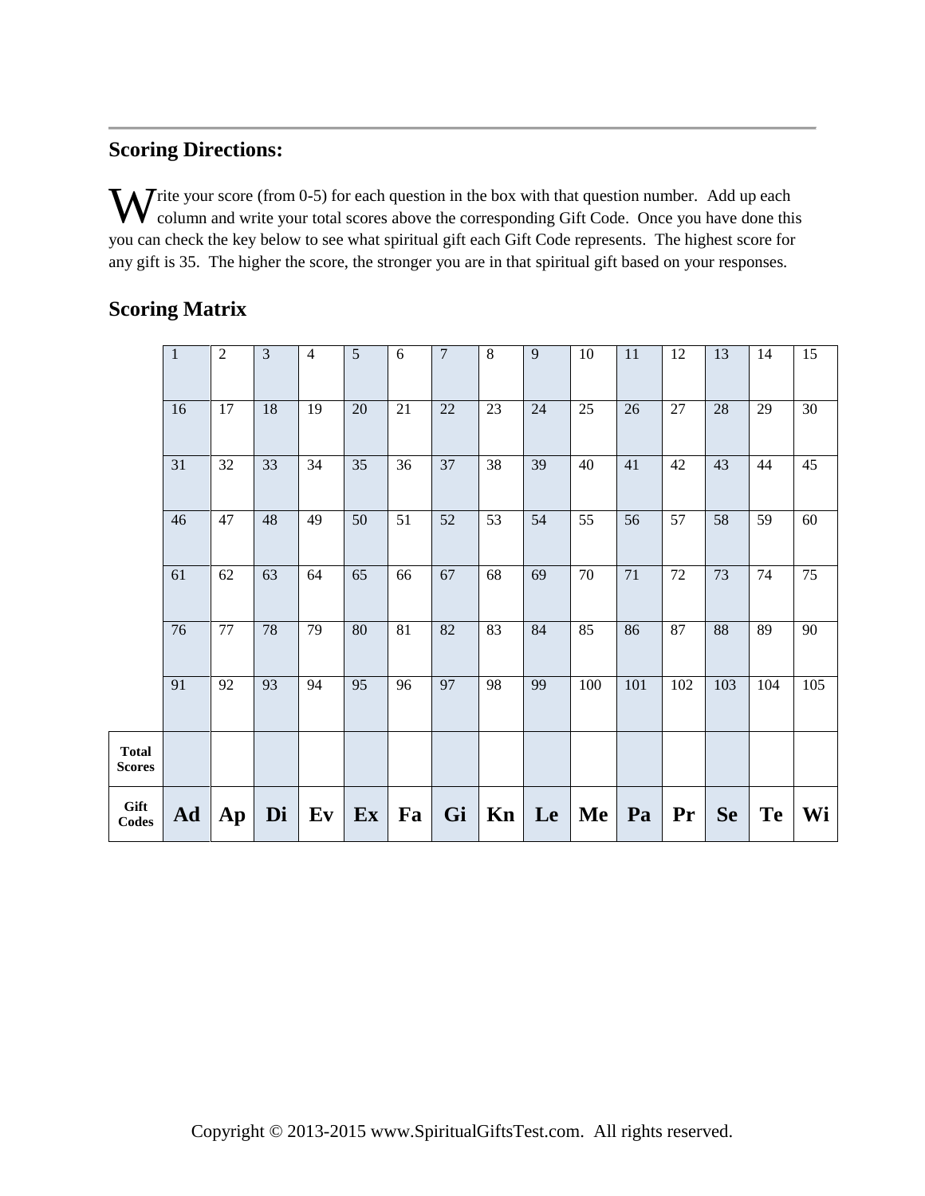## Scoring Directions:

Write your score (from 0-5) for each question in the box with that question number. Add up each column and write your total scores above the corresponding Gift Code. Once you have done this you can check the key below to see what spiritual gift each Gift Code represents. The highest score for any gift is 35. The higher the score, the stronger you are in that spiritual gift based on your responses.

## Scoring Matrix

| | | | | | | | | | | | | | | | |
|---|---|---|---|---|---|---|---|---|---|---|---|---|---|---|---|
| | 1 | 2 | 3 | 4 | 5 | 6 | 7 | 8 | 9 | 10 | 11 | 12 | 13 | 14 | 15 |
| | 16 | 17 | 18 | 19 | 20 | 21 | 22 | 23 | 24 | 25 | 26 | 27 | 28 | 29 | 30 |
| | 31 | 32 | 33 | 34 | 35 | 36 | 37 | 38 | 39 | 40 | 41 | 42 | 43 | 44 | 45 |
| | 46 | 47 | 48 | 49 | 50 | 51 | 52 | 53 | 54 | 55 | 56 | 57 | 58 | 59 | 60 |
| | 61 | 62 | 63 | 64 | 65 | 66 | 67 | 68 | 69 | 70 | 71 | 72 | 73 | 74 | 75 |
| | 76 | 77 | 78 | 79 | 80 | 81 | 82 | 83 | 84 | 85 | 86 | 87 | 88 | 89 | 90 |
| | 91 | 92 | 93 | 94 | 95 | 96 | 97 | 98 | 99 | 100 | 101 | 102 | 103 | 104 | 105 |
| **Total Scores** | | | | | | | | | | | | | | | |
| **Gift Codes** | **Ad** | **Ap** | **Di** | **Ev** | **Ex** | **Fa** | **Gi** | **Kn** | **Le** | **Me** | **Pa** | **Pr** | **Se** | **Te** | **Wi** |

Copyright © 2013-2015 www.SpiritualGiftsTest.com. All rights reserved.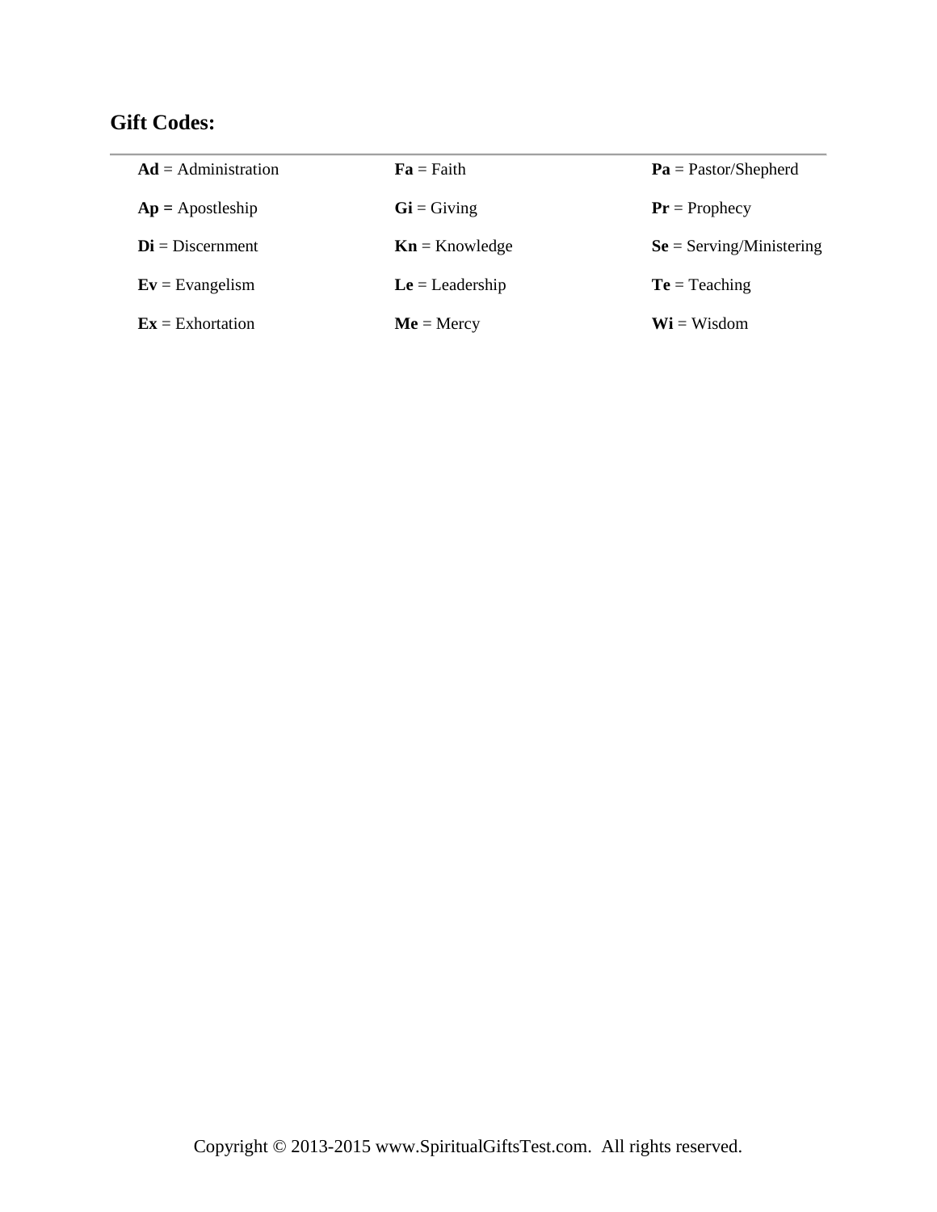## Gift Codes:

| | | |
|---|---|---|
| **Ad** = Administration | **Fa** = Faith | **Pa** = Pastor/Shepherd |
| **Ap =** Apostleship | **Gi** = Giving | **Pr** = Prophecy |
| **Di** = Discernment | **Kn** = Knowledge | **Se** = Serving/Ministering |
| **Ev** = Evangelism | **Le** = Leadership | **Te** = Teaching |
| **Ex** = Exhortation | **Me** = Mercy | **Wi** = Wisdom |

Copyright © 2013-2015 www.SpiritualGiftsTest.com. All rights reserved.